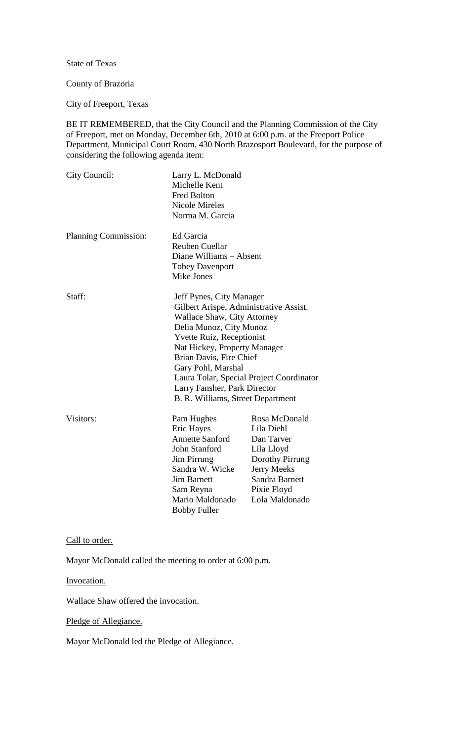State of Texas

County of Brazoria

City of Freeport, Texas

BE IT REMEMBERED, that the City Council and the Planning Commission of the City of Freeport, met on Monday, December 6th, 2010 at 6:00 p.m. at the Freeport Police Department, Municipal Court Room, 430 North Brazosport Boulevard, for the purpose of considering the following agenda item:

| | | |
|---|---|---|
| City Council: | Larry L. McDonald | |
| | Michelle Kent | |
| | Fred Bolton | |
| | Nicole Mireles | |
| | Norma M. Garcia | |
| Planning Commission: | Ed Garcia | |
| | Reuben Cuellar | |
| | Diane Williams – Absent | |
| | Tobey Davenport | |
| | Mike Jones | |
| Staff: | Jeff Pynes, City Manager | |
| | Gilbert Arispe, Administrative Assist. | |
| | Wallace Shaw, City Attorney | |
| | Delia Munoz, City Munoz | |
| | Yvette Ruiz, Receptionist | |
| | Nat Hickey, Property Manager | |
| | Brian Davis, Fire Chief | |
| | Gary Pohl, Marshal | |
| | Laura Tolar, Special Project Coordinator | |
| | Larry Fansher, Park Director | |
| | B. R. Williams, Street Department | |
| Visitors: | Pam Hughes | Rosa McDonald |
| | Eric Hayes | Lila Diehl |
| | Annette Sanford | Dan Tarver |
| | John Stanford | Lila Lloyd |
| | Jim Pirrung | Dorothy Pirrung |
| | Sandra W. Wicke | Jerry Meeks |
| | Jim Barnett | Sandra Barnett |
| | Sam Reyna | Pixie Floyd |
| | Mario Maldonado | Lola Maldonado |
| | Bobby Fuller | |

Call to order.

Mayor McDonald called the meeting to order at 6:00 p.m.

Invocation.

Wallace Shaw offered the invocation.

Pledge of Allegiance.

Mayor McDonald led the Pledge of Allegiance.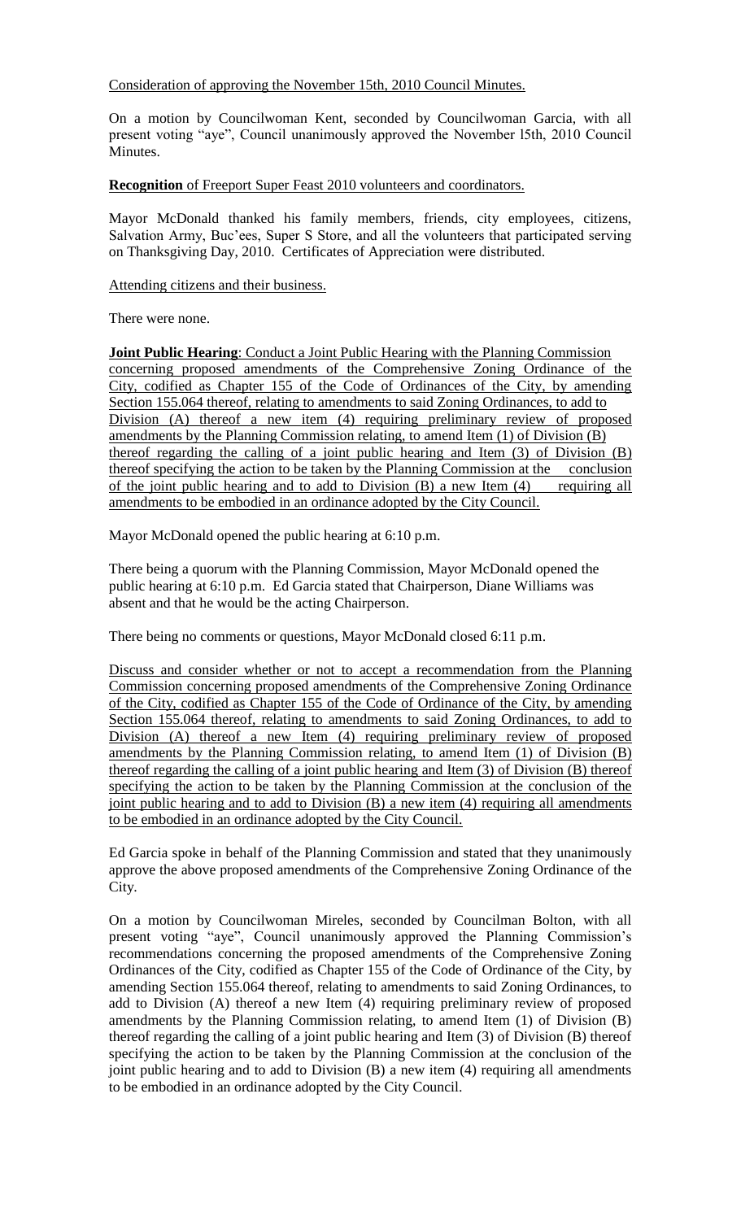Consideration of approving the November 15th, 2010 Council Minutes.

On a motion by Councilwoman Kent, seconded by Councilwoman Garcia, with all present voting "aye", Council unanimously approved the November l5th, 2010 Council Minutes.

**Recognition** of Freeport Super Feast 2010 volunteers and coordinators.

Mayor McDonald thanked his family members, friends, city employees, citizens, Salvation Army, Buc'ees, Super S Store, and all the volunteers that participated serving on Thanksgiving Day, 2010. Certificates of Appreciation were distributed.

Attending citizens and their business.

There were none.

**Joint Public Hearing**: Conduct a Joint Public Hearing with the Planning Commission concerning proposed amendments of the Comprehensive Zoning Ordinance of the City, codified as Chapter 155 of the Code of Ordinances of the City, by amending Section 155.064 thereof, relating to amendments to said Zoning Ordinances, to add to Division (A) thereof a new item (4) requiring preliminary review of proposed amendments by the Planning Commission relating, to amend Item (1) of Division (B) thereof regarding the calling of a joint public hearing and Item (3) of Division (B) thereof specifying the action to be taken by the Planning Commission at the conclusion of the joint public hearing and to add to Division (B) a new Item (4) requiring all amendments to be embodied in an ordinance adopted by the City Council.

Mayor McDonald opened the public hearing at 6:10 p.m.

There being a quorum with the Planning Commission, Mayor McDonald opened the public hearing at 6:10 p.m. Ed Garcia stated that Chairperson, Diane Williams was absent and that he would be the acting Chairperson.

There being no comments or questions, Mayor McDonald closed 6:11 p.m.

Discuss and consider whether or not to accept a recommendation from the Planning Commission concerning proposed amendments of the Comprehensive Zoning Ordinance of the City, codified as Chapter 155 of the Code of Ordinance of the City, by amending Section 155.064 thereof, relating to amendments to said Zoning Ordinances, to add to Division (A) thereof a new Item (4) requiring preliminary review of proposed amendments by the Planning Commission relating, to amend Item (1) of Division (B) thereof regarding the calling of a joint public hearing and Item (3) of Division (B) thereof specifying the action to be taken by the Planning Commission at the conclusion of the joint public hearing and to add to Division (B) a new item (4) requiring all amendments to be embodied in an ordinance adopted by the City Council.

Ed Garcia spoke in behalf of the Planning Commission and stated that they unanimously approve the above proposed amendments of the Comprehensive Zoning Ordinance of the City.

On a motion by Councilwoman Mireles, seconded by Councilman Bolton, with all present voting "aye", Council unanimously approved the Planning Commission's recommendations concerning the proposed amendments of the Comprehensive Zoning Ordinances of the City, codified as Chapter 155 of the Code of Ordinance of the City, by amending Section 155.064 thereof, relating to amendments to said Zoning Ordinances, to add to Division (A) thereof a new Item (4) requiring preliminary review of proposed amendments by the Planning Commission relating, to amend Item (1) of Division (B) thereof regarding the calling of a joint public hearing and Item (3) of Division (B) thereof specifying the action to be taken by the Planning Commission at the conclusion of the joint public hearing and to add to Division (B) a new item (4) requiring all amendments to be embodied in an ordinance adopted by the City Council.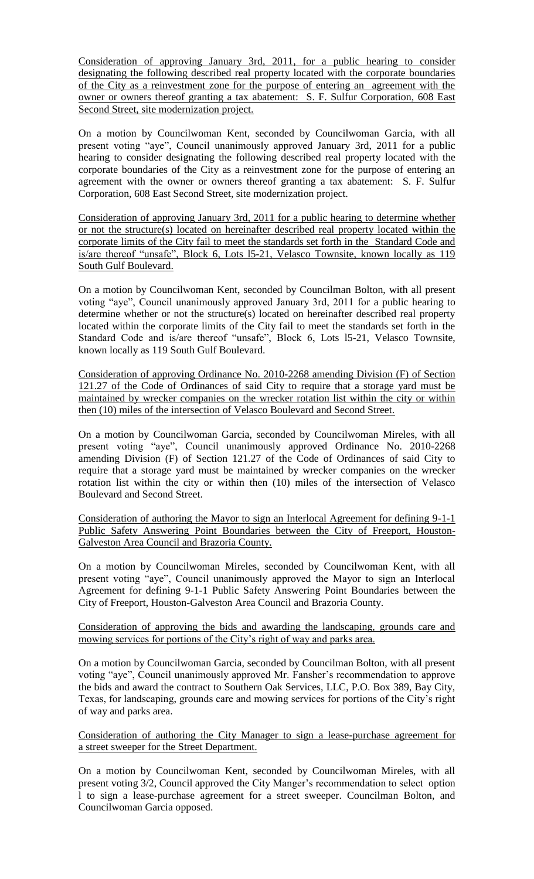<u>Consideration of approving January 3rd, 2011, for a public hearing to consider designating the following described real property located with the corporate boundaries of the City as a reinvestment zone for the purpose of entering an agreement with the owner or owners thereof granting a tax abatement: S. F. Sulfur Corporation, 608 East Second Street, site modernization project.</u>

On a motion by Councilwoman Kent, seconded by Councilwoman Garcia, with all present voting "aye", Council unanimously approved January 3rd, 2011 for a public hearing to consider designating the following described real property located with the corporate boundaries of the City as a reinvestment zone for the purpose of entering an agreement with the owner or owners thereof granting a tax abatement: S. F. Sulfur Corporation, 608 East Second Street, site modernization project.

<u>Consideration of approving January 3rd, 2011 for a public hearing to determine whether or not the structure(s) located on hereinafter described real property located within the corporate limits of the City fail to meet the standards set forth in the Standard Code and is/are thereof "unsafe", Block 6, Lots l5-21, Velasco Townsite, known locally as 119 South Gulf Boulevard.</u>

On a motion by Councilwoman Kent, seconded by Councilman Bolton, with all present voting "aye", Council unanimously approved January 3rd, 2011 for a public hearing to determine whether or not the structure(s) located on hereinafter described real property located within the corporate limits of the City fail to meet the standards set forth in the Standard Code and is/are thereof "unsafe", Block 6, Lots l5-21, Velasco Townsite, known locally as 119 South Gulf Boulevard.

<u>Consideration of approving Ordinance No. 2010-2268 amending Division (F) of Section 121.27 of the Code of Ordinances of said City to require that a storage yard must be maintained by wrecker companies on the wrecker rotation list within the city or within then (10) miles of the intersection of Velasco Boulevard and Second Street.</u>

On a motion by Councilwoman Garcia, seconded by Councilwoman Mireles, with all present voting "aye", Council unanimously approved Ordinance No. 2010-2268 amending Division (F) of Section 121.27 of the Code of Ordinances of said City to require that a storage yard must be maintained by wrecker companies on the wrecker rotation list within the city or within then (10) miles of the intersection of Velasco Boulevard and Second Street.

<u>Consideration of authoring the Mayor to sign an Interlocal Agreement for defining 9-1-1 Public Safety Answering Point Boundaries between the City of Freeport, Houston-Galveston Area Council and Brazoria County.</u>

On a motion by Councilwoman Mireles, seconded by Councilwoman Kent, with all present voting "aye", Council unanimously approved the Mayor to sign an Interlocal Agreement for defining 9-1-1 Public Safety Answering Point Boundaries between the City of Freeport, Houston-Galveston Area Council and Brazoria County.

<u>Consideration of approving the bids and awarding the landscaping, grounds care and mowing services for portions of the City's right of way and parks area.</u>

On a motion by Councilwoman Garcia, seconded by Councilman Bolton, with all present voting "aye", Council unanimously approved Mr. Fansher's recommendation to approve the bids and award the contract to Southern Oak Services, LLC, P.O. Box 389, Bay City, Texas, for landscaping, grounds care and mowing services for portions of the City's right of way and parks area.

<u>Consideration of authoring the City Manager to sign a lease-purchase agreement for a street sweeper for the Street Department.</u>

On a motion by Councilwoman Kent, seconded by Councilwoman Mireles, with all present voting 3/2, Council approved the City Manger's recommendation to select option l to sign a lease-purchase agreement for a street sweeper. Councilman Bolton, and Councilwoman Garcia opposed.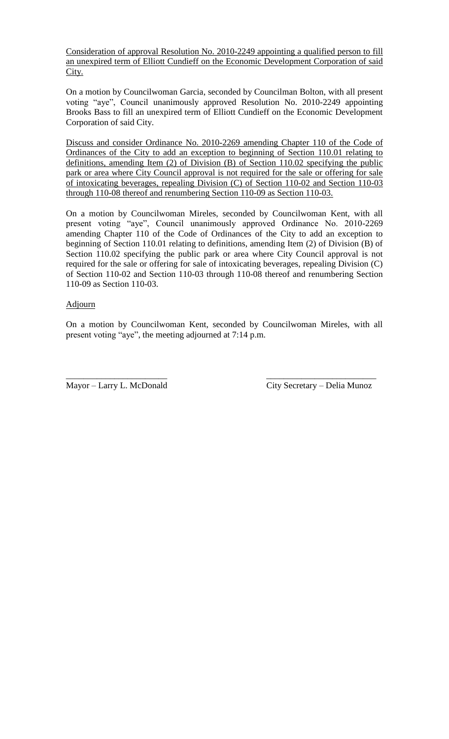Consideration of approval Resolution No. 2010-2249 appointing a qualified person to fill an unexpired term of Elliott Cundieff on the Economic Development Corporation of said City.

On a motion by Councilwoman Garcia, seconded by Councilman Bolton, with all present voting "aye", Council unanimously approved Resolution No. 2010-2249 appointing Brooks Bass to fill an unexpired term of Elliott Cundieff on the Economic Development Corporation of said City.

Discuss and consider Ordinance No. 2010-2269 amending Chapter 110 of the Code of Ordinances of the City to add an exception to beginning of Section 110.01 relating to definitions, amending Item (2) of Division (B) of Section 110.02 specifying the public park or area where City Council approval is not required for the sale or offering for sale of intoxicating beverages, repealing Division (C) of Section 110-02 and Section 110-03 through 110-08 thereof and renumbering Section 110-09 as Section 110-03.

On a motion by Councilwoman Mireles, seconded by Councilwoman Kent, with all present voting "aye", Council unanimously approved Ordinance No. 2010-2269 amending Chapter 110 of the Code of Ordinances of the City to add an exception to beginning of Section 110.01 relating to definitions, amending Item (2) of Division (B) of Section 110.02 specifying the public park or area where City Council approval is not required for the sale or offering for sale of intoxicating beverages, repealing Division (C) of Section 110-02 and Section 110-03 through 110-08 thereof and renumbering Section 110-09 as Section 110-03.

Adjourn

On a motion by Councilwoman Kent, seconded by Councilwoman Mireles, with all present voting "aye", the meeting adjourned at 7:14 p.m.

\_\_\_\_\_\_\_\_\_\_\_\_\_\_\_\_\_\_\_\_\_\_\_ \_\_\_\_\_\_\_\_\_\_\_\_\_\_\_\_\_\_\_\_\_\_\_\_\_

Mayor – Larry L. McDonald City Secretary – Delia Munoz